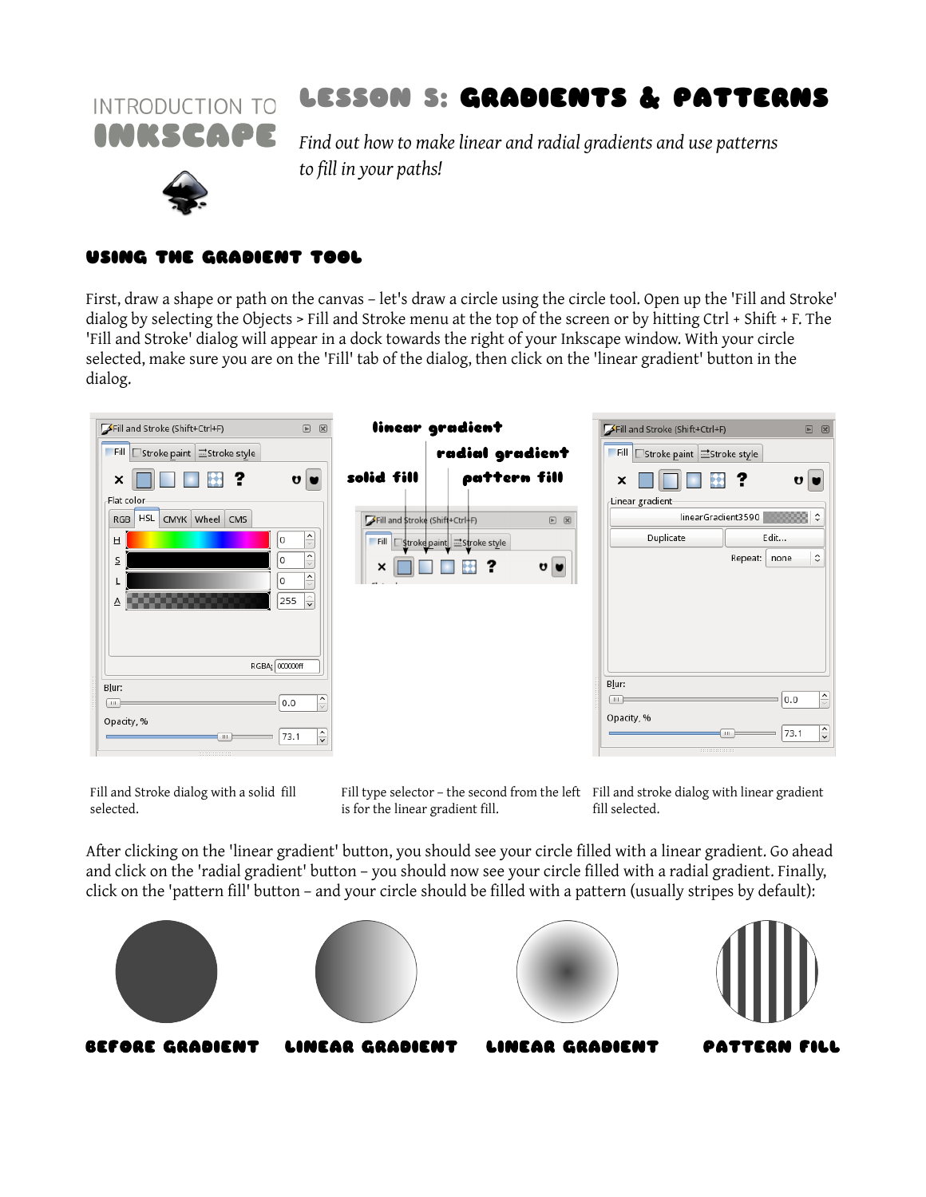INTRODUCTION TO **INKSCAPE**

# Lesson 5: Gradients & Patterns

*Find out how to make linear and radial gradients and use patterns to fill in your paths!*

## Using the Gradient Tool

First, draw a shape or path on the canvas – let's draw a circle using the circle tool. Open up the 'Fill and Stroke' dialog by selecting the Objects > Fill and Stroke menu at the top of the screen or by hitting Ctrl + Shift + F. The 'Fill and Stroke' dialog will appear in a dock towards the right of your Inkscape window. With your circle selected, make sure you are on the 'Fill' tab of the dialog, then click on the 'linear gradient' button in the dialog.

Fill and Stroke dialog with a solid fill selected.

Fill type selector – the second from the left is for the linear gradient fill.

Fill and stroke dialog with linear gradient fill selected.

After clicking on the 'linear gradient' button, you should see your circle filled with a linear gradient. Go ahead and click on the 'radial gradient' button – you should now see your circle filled with a radial gradient. Finally, click on the 'pattern fill' button – and your circle should be filled with a pattern (usually stripes by default):

BEFORE GRADIENT LINEAR GRADIENT LINEAR GRADIENT PATTERN FILL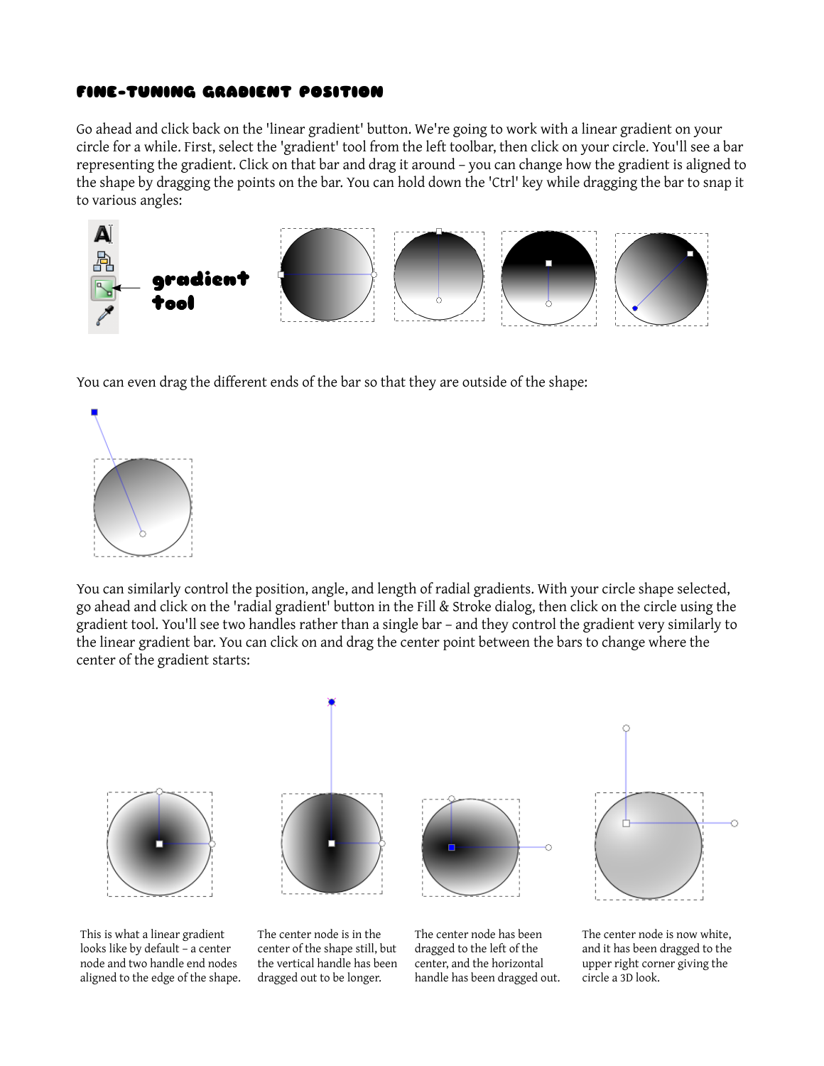## Fine-tuning gradient position

Go ahead and click back on the 'linear gradient' button. We're going to work with a linear gradient on your circle for a while. First, select the 'gradient' tool from the left toolbar, then click on your circle. You'll see a bar representing the gradient. Click on that bar and drag it around – you can change how the gradient is aligned to the shape by dragging the points on the bar. You can hold down the 'Ctrl' key while dragging the bar to snap it to various angles:

gradient tool

You can even drag the different ends of the bar so that they are outside of the shape:

You can similarly control the position, angle, and length of radial gradients. With your circle shape selected, go ahead and click on the 'radial gradient' button in the Fill & Stroke dialog, then click on the circle using the gradient tool. You'll see two handles rather than a single bar – and they control the gradient very similarly to the linear gradient bar. You can click on and drag the center point between the bars to change where the center of the gradient starts:

This is what a linear gradient looks like by default – a center node and two handle end nodes aligned to the edge of the shape.

The center node is in the center of the shape still, but the vertical handle has been dragged out to be longer.

The center node has been dragged to the left of the center, and the horizontal handle has been dragged out.

The center node is now white, and it has been dragged to the upper right corner giving the circle a 3D look.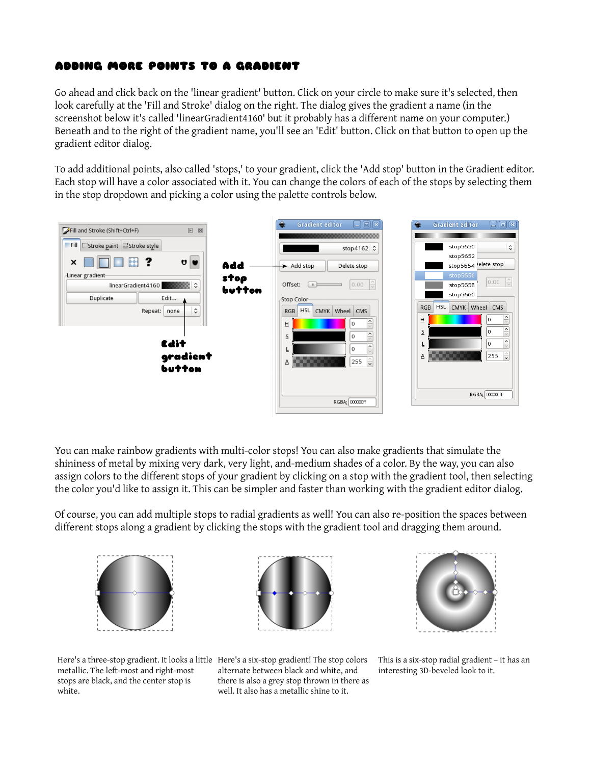## Adding more points to a gradient

Go ahead and click back on the 'linear gradient' button. Click on your circle to make sure it's selected, then look carefully at the 'Fill and Stroke' dialog on the right. The dialog gives the gradient a name (in the screenshot below it's called 'linearGradient4160' but it probably has a different name on your computer.) Beneath and to the right of the gradient name, you'll see an 'Edit' button. Click on that button to open up the gradient editor dialog.

To add additional points, also called 'stops,' to your gradient, click the 'Add stop' button in the Gradient editor. Each stop will have a color associated with it. You can change the colors of each of the stops by selecting them in the stop dropdown and picking a color using the palette controls below.

You can make rainbow gradients with multi-color stops! You can also make gradients that simulate the shininess of metal by mixing very dark, very light, and-medium shades of a color. By the way, you can also assign colors to the different stops of your gradient by clicking on a stop with the gradient tool, then selecting the color you'd like to assign it. This can be simpler and faster than working with the gradient editor dialog.

Of course, you can add multiple stops to radial gradients as well! You can also re-position the spaces between different stops along a gradient by clicking the stops with the gradient tool and dragging them around.

Here's a three-stop gradient. It looks a little metallic. The left-most and right-most stops are black, and the center stop is white.

Here's a six-stop gradient! The stop colors alternate between black and white, and there is also a grey stop thrown in there as well. It also has a metallic shine to it.

This is a six-stop radial gradient – it has an interesting 3D-beveled look to it.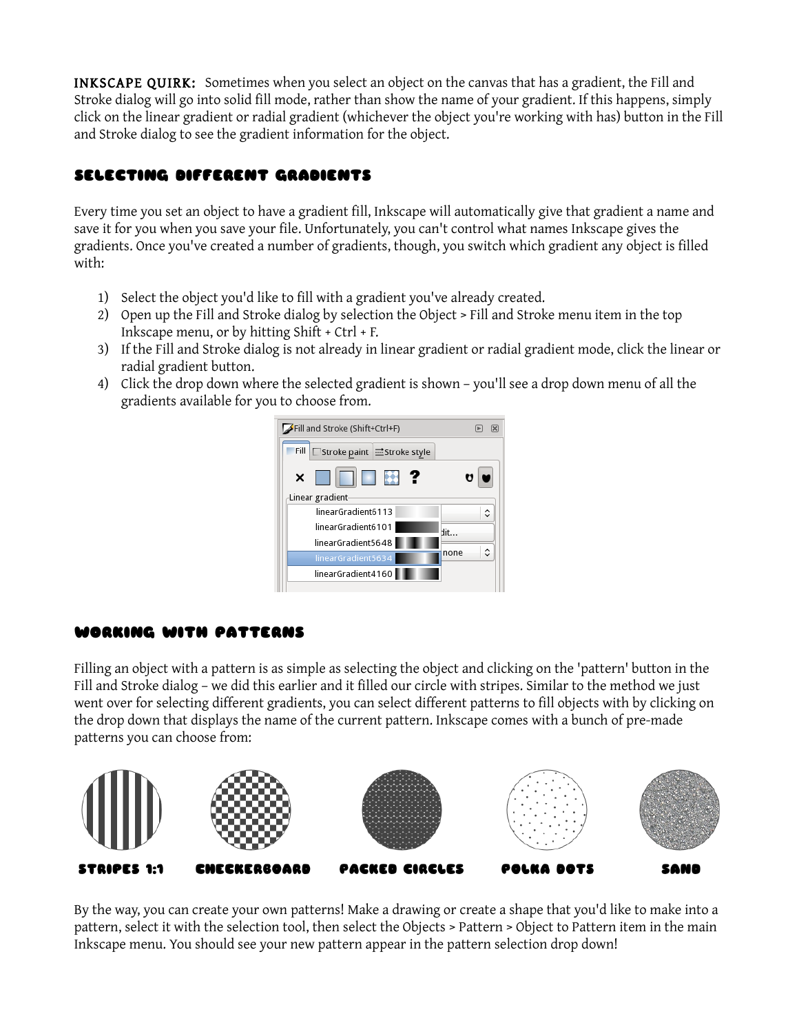**INKSCAPE QUIRK:** Sometimes when you select an object on the canvas that has a gradient, the Fill and Stroke dialog will go into solid fill mode, rather than show the name of your gradient. If this happens, simply click on the linear gradient or radial gradient (whichever the object you're working with has) button in the Fill and Stroke dialog to see the gradient information for the object.

## SELECTING DIFFERENT GRADIENTS

Every time you set an object to have a gradient fill, Inkscape will automatically give that gradient a name and save it for you when you save your file. Unfortunately, you can't control what names Inkscape gives the gradients. Once you've created a number of gradients, though, you switch which gradient any object is filled with:

1) Select the object you'd like to fill with a gradient you've already created.
2) Open up the Fill and Stroke dialog by selection the Object > Fill and Stroke menu item in the top Inkscape menu, or by hitting Shift + Ctrl + F.
3) If the Fill and Stroke dialog is not already in linear gradient or radial gradient mode, click the linear or radial gradient button.
4) Click the drop down where the selected gradient is shown – you'll see a drop down menu of all the gradients available for you to choose from.

## WORKING WITH PATTERNS

Filling an object with a pattern is as simple as selecting the object and clicking on the 'pattern' button in the Fill and Stroke dialog – we did this earlier and it filled our circle with stripes. Similar to the method we just went over for selecting different gradients, you can select different patterns to fill objects with by clicking on the drop down that displays the name of the current pattern. Inkscape comes with a bunch of pre-made patterns you can choose from:

STRIPES 1:1 CHECKERBOARD PACKED CIRCLES POLKA DOTS SAND

By the way, you can create your own patterns! Make a drawing or create a shape that you'd like to make into a pattern, select it with the selection tool, then select the Objects > Pattern > Object to Pattern item in the main Inkscape menu. You should see your new pattern appear in the pattern selection drop down!